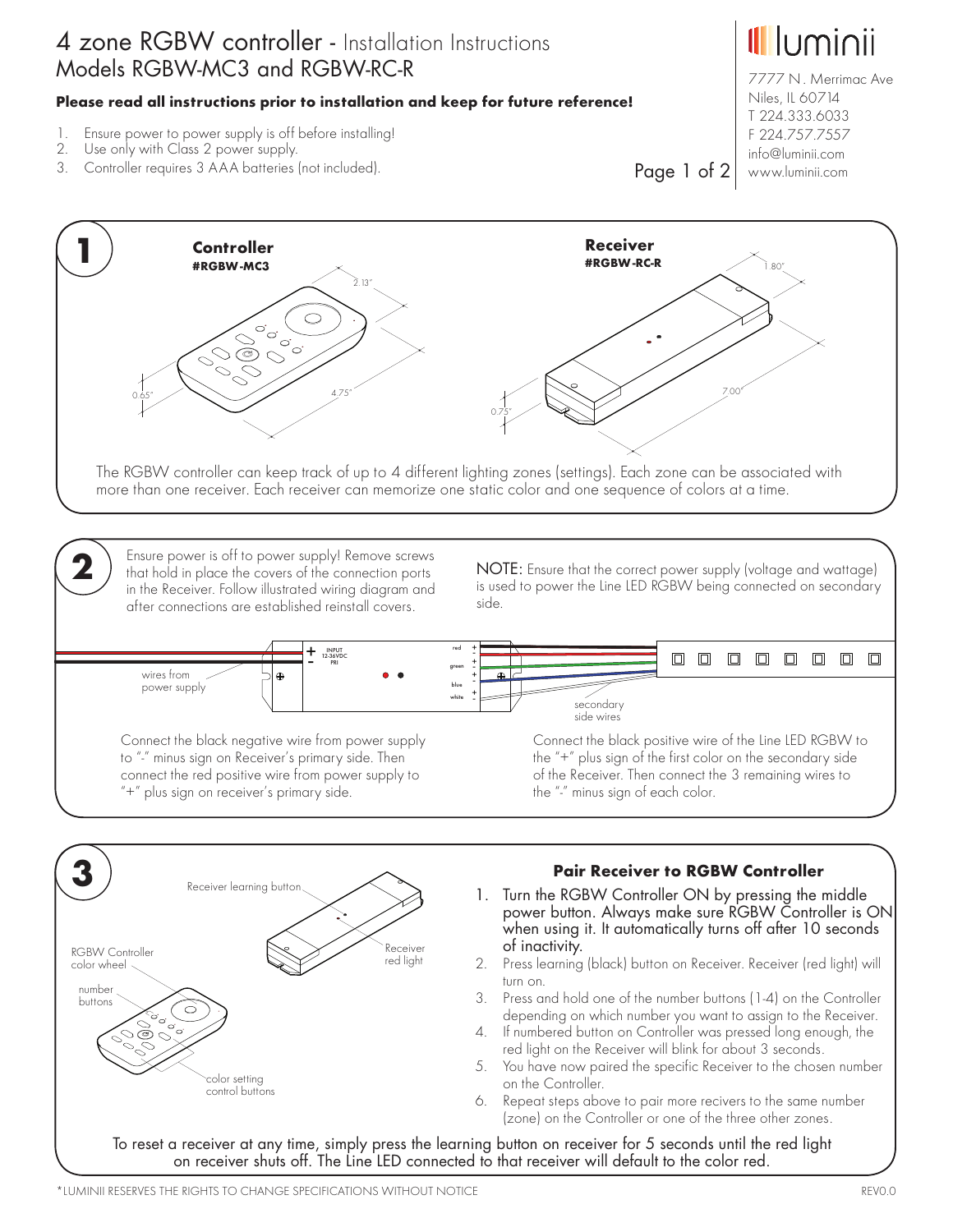# 4 zone RGBW controller - Installation Instructions
## Models RGBW-MC3 and RGBW-RC-R

luminii
7777 N. Merrimac Ave
Niles, IL 60714
T 224.333.6033
F 224.757.7557
info@luminii.com
www.luminii.com

**Please read all instructions prior to installation and keep for future reference!**

1. Ensure power to power supply is off before installing!
2. Use only with Class 2 power supply.
3. Controller requires 3 AAA batteries (not included).

## 1

**Controller**
**#RGBW-MC3**

2.13"
0.65"
4.75"

**Receiver**
**#RGBW-RC-R**

1.80"
0.75"
7.00"

The RGBW controller can keep track of up to 4 different lighting zones (settings). Each zone can be associated with more than one receiver. Each receiver can memorize one static color and one sequence of colors at a time.

## 2

Ensure power is off to power supply! Remove screws that hold in place the covers of the connection ports in the Receiver. Follow illustrated wiring diagram and after connections are established reinstall covers.

NOTE: Ensure that the correct power supply (voltage and wattage) is used to power the Line LED RGBW being connected on secondary side.

wires from power supply

INPUT 12-36VDC PRI

red, green, blue, white

secondary side wires

Connect the black negative wire from power supply to "-" minus sign on Receiver's primary side. Then connect the red positive wire from power supply to "+" plus sign on receiver's primary side.

Connect the black positive wire of the Line LED RGBW to the "+" plus sign of the first color on the secondary side of the Receiver. Then connect the 3 remaining wires to the "-" minus sign of each color.

## 3

Receiver learning button

Receiver red light

RGBW Controller color wheel

number buttons

color setting control buttons

### Pair Receiver to RGBW Controller

1. Turn the RGBW Controller ON by pressing the middle power button. Always make sure RGBW Controller is ON when using it. It automatically turns off after 10 seconds of inactivity.
2. Press learning (black) button on Receiver. Receiver (red light) will turn on.
3. Press and hold one of the number buttons (1-4) on the Controller depending on which number you want to assign to the Receiver.
4. If numbered button on Controller was pressed long enough, the red light on the Receiver will blink for about 3 seconds.
5. You have now paired the specific Receiver to the chosen number on the Controller.
6. Repeat steps above to pair more recivers to the same number (zone) on the Controller or one of the three other zones.

To reset a receiver at any time, simply press the learning button on receiver for 5 seconds until the red light on receiver shuts off. The Line LED connected to that receiver will default to the color red.

*LUMINII RESERVES THE RIGHTS TO CHANGE SPECIFICATIONS WITHOUT NOTICE

REV0.0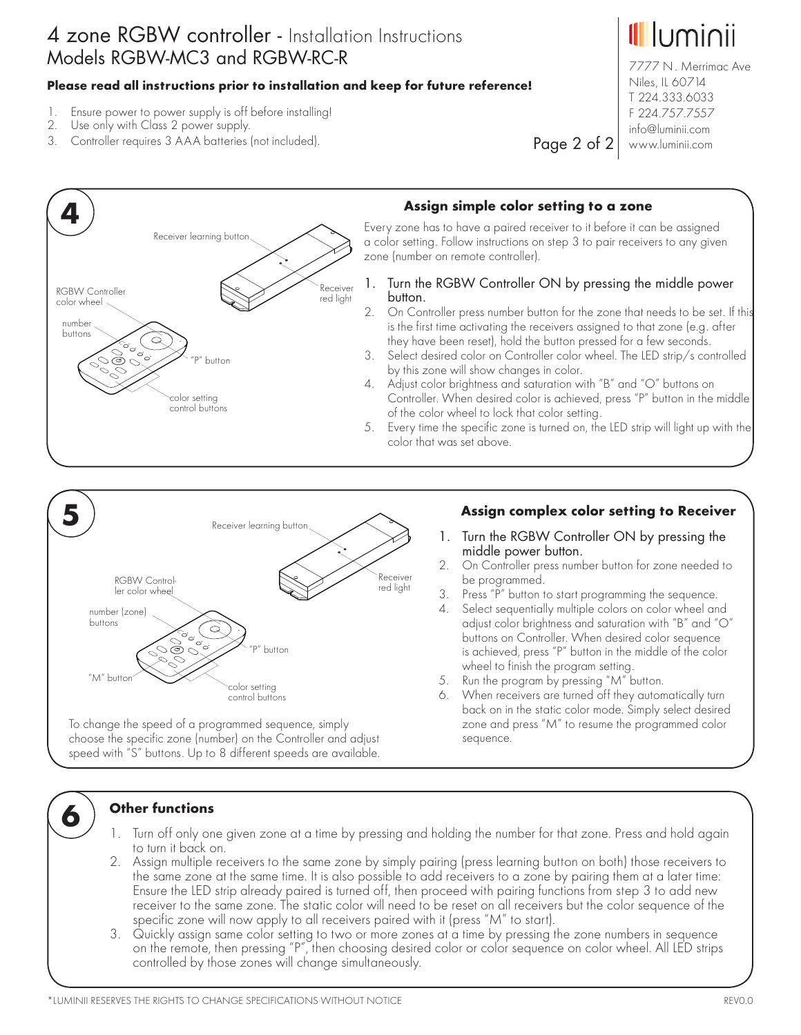# 4 zone RGBW controller - Installation Instructions
# Models RGBW-MC3 and RGBW-RC-R

**Please read all instructions prior to installation and keep for future reference!**

1. Ensure power to power supply is off before installing!
2. Use only with Class 2 power supply.
3. Controller requires 3 AAA batteries (not included).

luminii

7777 N. Merrimac Ave
Niles, IL 60714
T 224.333.6033
F 224.757.7557
info@luminii.com
www.luminii.com

## 4

Receiver learning button
RGBW Controller color wheel
number buttons
Receiver red light
"P" button
color setting control buttons

### Assign simple color setting to a zone

Every zone has to have a paired receiver to it before it can be assigned a color setting. Follow instructions on step 3 to pair receivers to any given zone (number on remote controller).

1. Turn the RGBW Controller ON by pressing the middle power button.
2. On Controller press number button for the zone that needs to be set. If this is the first time activating the receivers assigned to that zone (e.g. after they have been reset), hold the button pressed for a few seconds.
3. Select desired color on Controller color wheel. The LED strip/s controlled by this zone will show changes in color.
4. Adjust color brightness and saturation with "B" and "O" buttons on Controller. When desired color is achieved, press "P" button in the middle of the color wheel to lock that color setting.
5. Every time the specific zone is turned on, the LED strip will light up with the color that was set above.

## 5

Receiver learning button
RGBW Controller color wheel
number (zone) buttons
Receiver red light
"P" button
"M" button
color setting control buttons

To change the speed of a programmed sequence, simply choose the specific zone (number) on the Controller and adjust speed with "S" buttons. Up to 8 different speeds are available.

### Assign complex color setting to Receiver

1. Turn the RGBW Controller ON by pressing the middle power button.
2. On Controller press number button for zone needed to be programmed.
3. Press "P" button to start programming the sequence.
4. Select sequentially multiple colors on color wheel and adjust color brightness and saturation with "B" and "O" buttons on Controller. When desired color sequence is achieved, press "P" button in the middle of the color wheel to finish the program setting.
5. Run the program by pressing "M" button.
6. When receivers are turned off they automatically turn back on in the static color mode. Simply select desired zone and press "M" to resume the programmed color sequence.

## 6

### Other functions

1. Turn off only one given zone at a time by pressing and holding the number for that zone. Press and hold again to turn it back on.
2. Assign multiple receivers to the same zone by simply pairing (press learning button on both) those receivers to the same zone at the same time. It is also possible to add receivers to a zone by pairing them at a later time: Ensure the LED strip already paired is turned off, then proceed with pairing functions from step 3 to add new receiver to the same zone. The static color will need to be reset on all receivers but the color sequence of the specific zone will now apply to all receivers paired with it (press "M" to start).
3. Quickly assign same color setting to two or more zones at a time by pressing the zone numbers in sequence on the remote, then pressing "P", then choosing desired color or color sequence on color wheel. All LED strips controlled by those zones will change simultaneously.

*LUMINII RESERVES THE RIGHTS TO CHANGE SPECIFICATIONS WITHOUT NOTICE

REV0.0